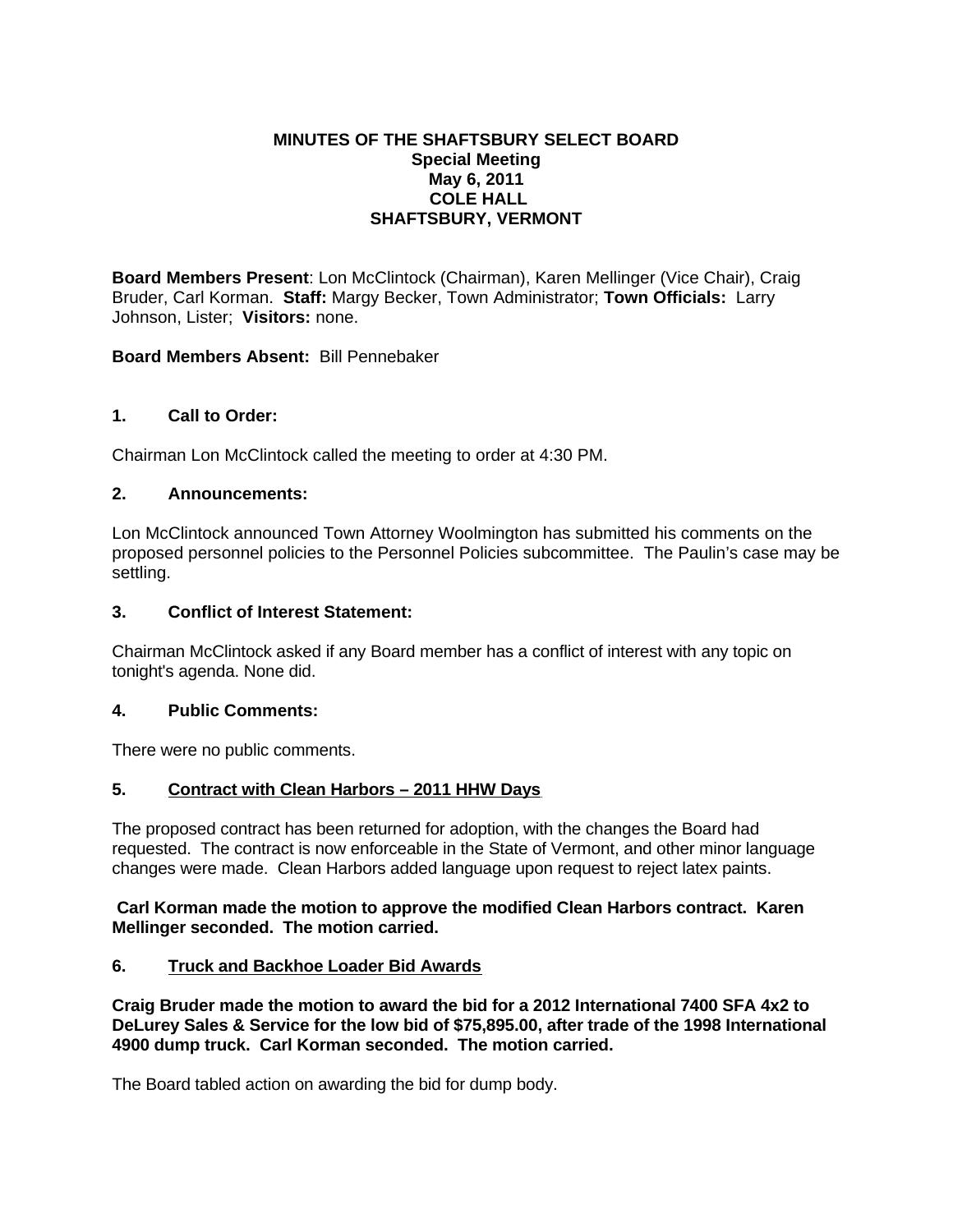**MINUTES OF THE SHAFTSBURY SELECT BOARD**
**Special Meeting**
**May 6, 2011**
**COLE HALL**
**SHAFTSBURY, VERMONT**

**Board Members Present**: Lon McClintock (Chairman), Karen Mellinger (Vice Chair), Craig Bruder, Carl Korman. **Staff:** Margy Becker, Town Administrator; **Town Officials:** Larry Johnson, Lister; **Visitors:** none.

**Board Members Absent:** Bill Pennebaker

## 1. Call to Order:

Chairman Lon McClintock called the meeting to order at 4:30 PM.

## 2. Announcements:

Lon McClintock announced Town Attorney Woolmington has submitted his comments on the proposed personnel policies to the Personnel Policies subcommittee. The Paulin's case may be settling.

## 3. Conflict of Interest Statement:

Chairman McClintock asked if any Board member has a conflict of interest with any topic on tonight's agenda. None did.

## 4. Public Comments:

There were no public comments.

## 5. Contract with Clean Harbors – 2011 HHW Days

The proposed contract has been returned for adoption, with the changes the Board had requested. The contract is now enforceable in the State of Vermont, and other minor language changes were made. Clean Harbors added language upon request to reject latex paints.

**Carl Korman made the motion to approve the modified Clean Harbors contract. Karen Mellinger seconded. The motion carried.**

## 6. Truck and Backhoe Loader Bid Awards

**Craig Bruder made the motion to award the bid for a 2012 International 7400 SFA 4x2 to DeLurey Sales & Service for the low bid of $75,895.00, after trade of the 1998 International 4900 dump truck. Carl Korman seconded. The motion carried.**

The Board tabled action on awarding the bid for dump body.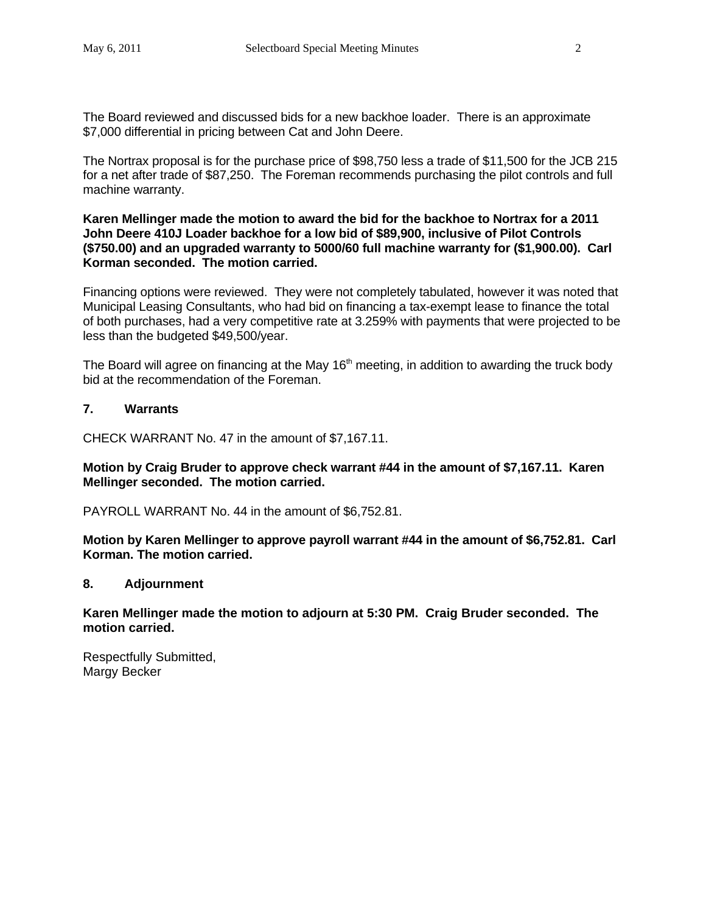The Board reviewed and discussed bids for a new backhoe loader. There is an approximate $7,000 differential in pricing between Cat and John Deere.

The Nortrax proposal is for the purchase price of $98,750 less a trade of $11,500 for the JCB 215 for a net after trade of $87,250. The Foreman recommends purchasing the pilot controls and full machine warranty.

**Karen Mellinger made the motion to award the bid for the backhoe to Nortrax for a 2011 John Deere 410J Loader backhoe for a low bid of $89,900, inclusive of Pilot Controls ($750.00) and an upgraded warranty to 5000/60 full machine warranty for ($1,900.00). Carl Korman seconded. The motion carried.**

Financing options were reviewed. They were not completely tabulated, however it was noted that Municipal Leasing Consultants, who had bid on financing a tax-exempt lease to finance the total of both purchases, had a very competitive rate at 3.259% with payments that were projected to be less than the budgeted $49,500/year.

The Board will agree on financing at the May 16th meeting, in addition to awarding the truck body bid at the recommendation of the Foreman.

### 7. Warrants

CHECK WARRANT No. 47 in the amount of $7,167.11.

**Motion by Craig Bruder to approve check warrant #44 in the amount of $7,167.11. Karen Mellinger seconded. The motion carried.**

PAYROLL WARRANT No. 44 in the amount of $6,752.81.

**Motion by Karen Mellinger to approve payroll warrant #44 in the amount of $6,752.81. Carl Korman. The motion carried.**

### 8. Adjournment

**Karen Mellinger made the motion to adjourn at 5:30 PM. Craig Bruder seconded. The motion carried.**

Respectfully Submitted,
Margy Becker